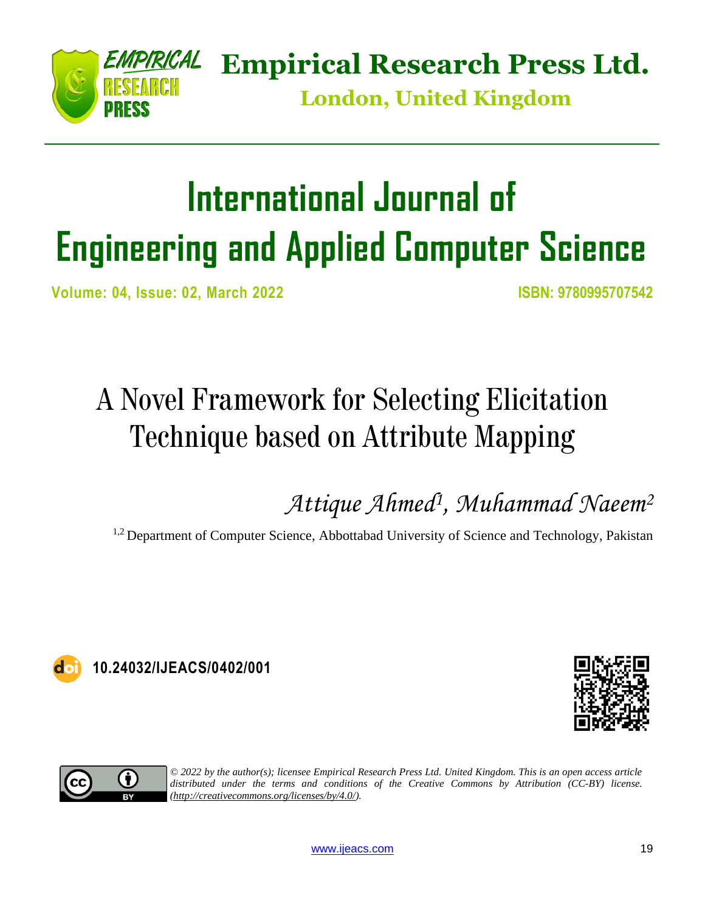Empirical Research Press Ltd.

London, United Kingdom

# International Journal of Engineering and Applied Computer Science

Volume: 04, Issue: 02, March 2022

ISBN: 9780995707542

# A Novel Framework for Selecting Elicitation Technique based on Attribute Mapping

*Attique Ahmed*[1], *Muhammad Naeem*[2]

[1,2] Department of Computer Science, Abbottabad University of Science and Technology, Pakistan

10.24032/IJEACS/0402/001

*© 2022 by the author(s); licensee Empirical Research Press Ltd. United Kingdom. This is an open access article distributed under the terms and conditions of the Creative Commons by Attribution (CC-BY) license. (http://creativecommons.org/licenses/by/4.0/).*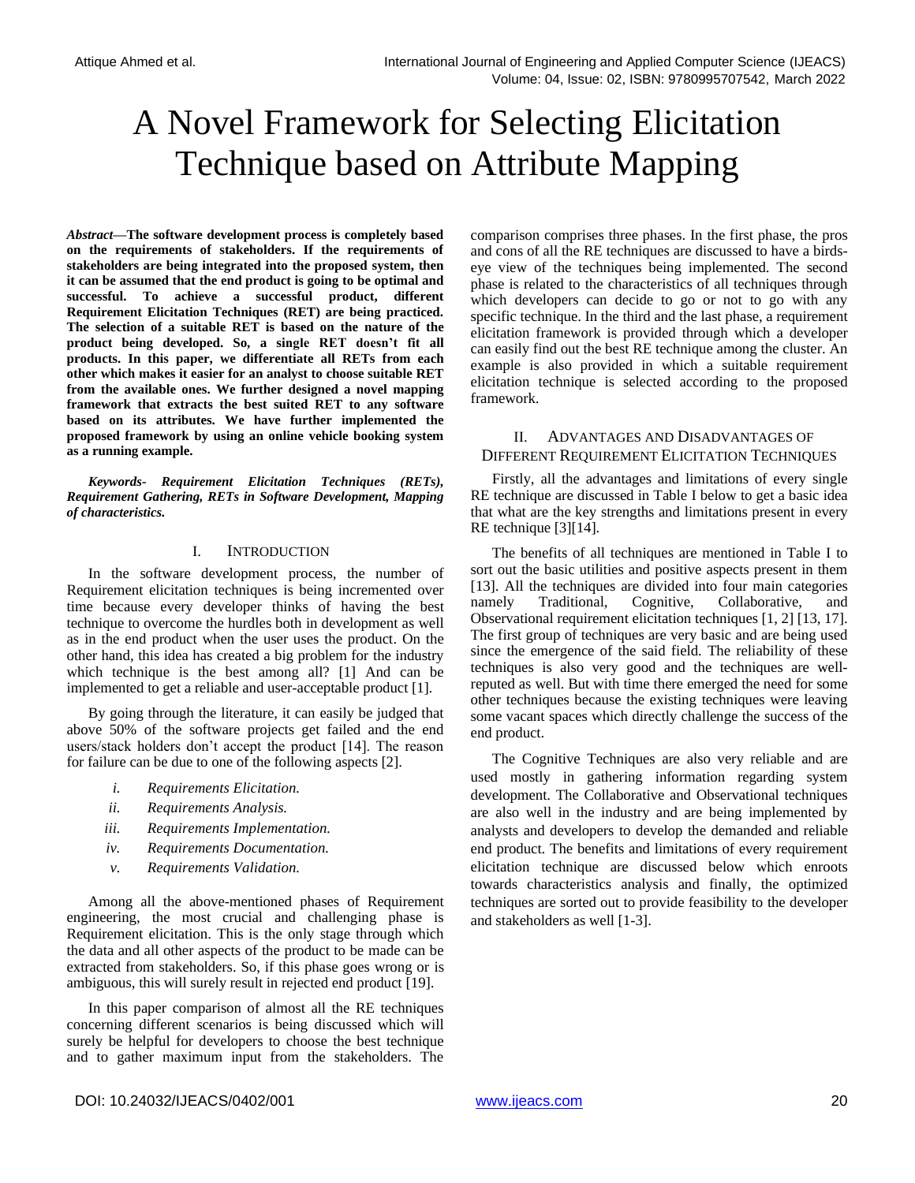# A Novel Framework for Selecting Elicitation Technique based on Attribute Mapping

***Abstract*—The software development process is completely based on the requirements of stakeholders. If the requirements of stakeholders are being integrated into the proposed system, then it can be assumed that the end product is going to be optimal and successful. To achieve a successful product, different Requirement Elicitation Techniques (RET) are being practiced. The selection of a suitable RET is based on the nature of the product being developed. So, a single RET doesn't fit all products. In this paper, we differentiate all RETs from each other which makes it easier for an analyst to choose suitable RET from the available ones. We further designed a novel mapping framework that extracts the best suited RET to any software based on its attributes. We have further implemented the proposed framework by using an online vehicle booking system as a running example.**

***Keywords- Requirement Elicitation Techniques (RETs), Requirement Gathering, RETs in Software Development, Mapping of characteristics.***

## I. Introduction

In the software development process, the number of Requirement elicitation techniques is being incremented over time because every developer thinks of having the best technique to overcome the hurdles both in development as well as in the end product when the user uses the product. On the other hand, this idea has created a big problem for the industry which technique is the best among all? [1] And can be implemented to get a reliable and user-acceptable product [1].

By going through the literature, it can easily be judged that above 50% of the software projects get failed and the end users/stack holders don't accept the product [14]. The reason for failure can be due to one of the following aspects [2].

- *i. Requirements Elicitation.*
- *ii. Requirements Analysis.*
- *iii. Requirements Implementation.*
- *iv. Requirements Documentation.*
- *v. Requirements Validation.*

Among all the above-mentioned phases of Requirement engineering, the most crucial and challenging phase is Requirement elicitation. This is the only stage through which the data and all other aspects of the product to be made can be extracted from stakeholders. So, if this phase goes wrong or is ambiguous, this will surely result in rejected end product [19].

In this paper comparison of almost all the RE techniques concerning different scenarios is being discussed which will surely be helpful for developers to choose the best technique and to gather maximum input from the stakeholders. The comparison comprises three phases. In the first phase, the pros and cons of all the RE techniques are discussed to have a birds-eye view of the techniques being implemented. The second phase is related to the characteristics of all techniques through which developers can decide to go or not to go with any specific technique. In the third and the last phase, a requirement elicitation framework is provided through which a developer can easily find out the best RE technique among the cluster. An example is also provided in which a suitable requirement elicitation technique is selected according to the proposed framework.

## II. Advantages and Disadvantages of Different Requirement Elicitation Techniques

Firstly, all the advantages and limitations of every single RE technique are discussed in Table I below to get a basic idea that what are the key strengths and limitations present in every RE technique [3][14].

The benefits of all techniques are mentioned in Table I to sort out the basic utilities and positive aspects present in them [13]. All the techniques are divided into four main categories namely Traditional, Cognitive, Collaborative, and Observational requirement elicitation techniques [1, 2] [13, 17]. The first group of techniques are very basic and are being used since the emergence of the said field. The reliability of these techniques is also very good and the techniques are well-reputed as well. But with time there emerged the need for some other techniques because the existing techniques were leaving some vacant spaces which directly challenge the success of the end product.

The Cognitive Techniques are also very reliable and are used mostly in gathering information regarding system development. The Collaborative and Observational techniques are also well in the industry and are being implemented by analysts and developers to develop the demanded and reliable end product. The benefits and limitations of every requirement elicitation technique are discussed below which enroots towards characteristics analysis and finally, the optimized techniques are sorted out to provide feasibility to the developer and stakeholders as well [1-3].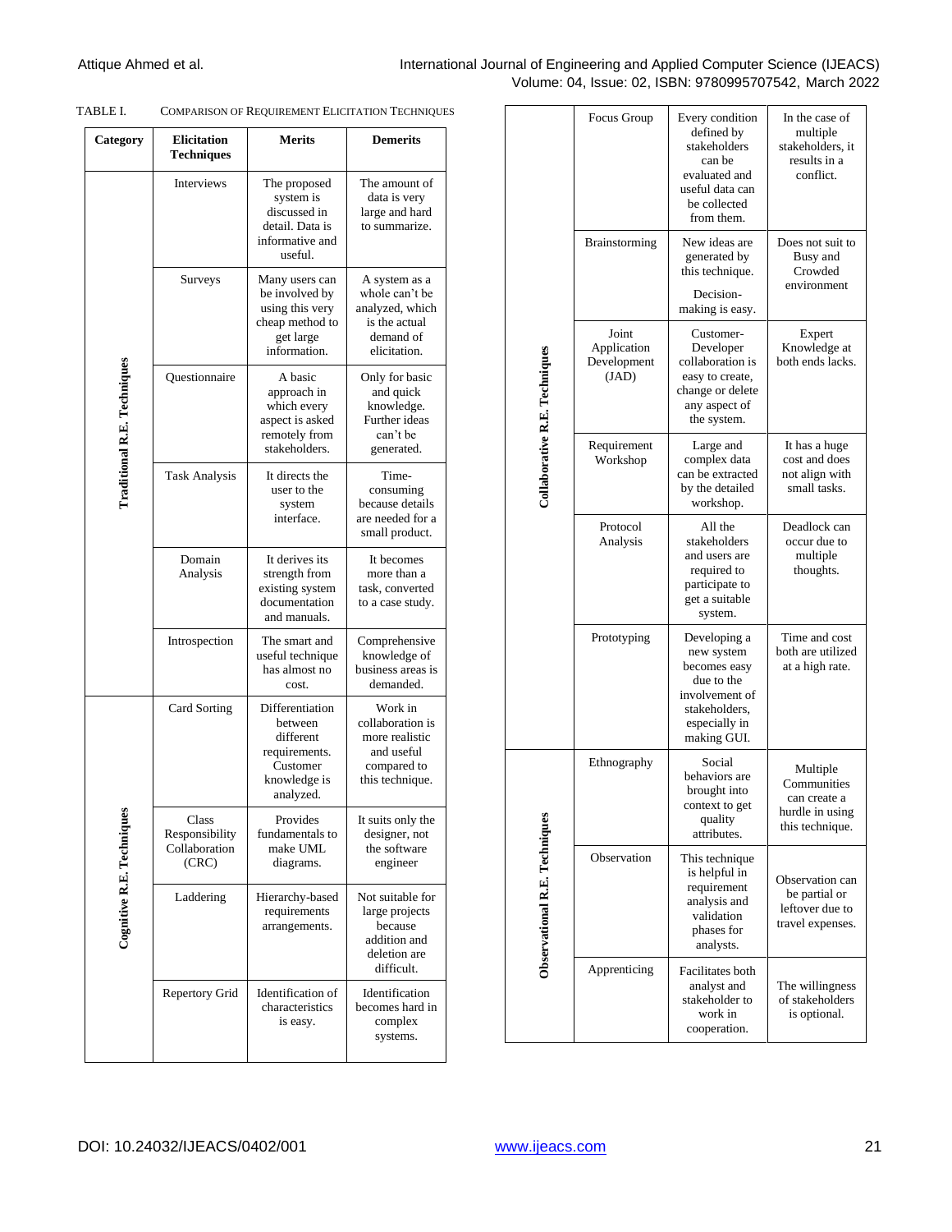TABLE I. COMPARISON OF REQUIREMENT ELICITATION TECHNIQUES

| Category | Elicitation Techniques | Merits | Demerits |
|---|---|---|---|
| Traditional R.E. Techniques | Interviews | The proposed system is discussed in detail. Data is informative and useful. | The amount of data is very large and hard to summarize. |
| | Surveys | Many users can be involved by using this very cheap method to get large information. | A system as a whole can't be analyzed, which is the actual demand of elicitation. |
| | Questionnaire | A basic approach in which every aspect is asked remotely from stakeholders. | Only for basic and quick knowledge. Further ideas can't be generated. |
| | Task Analysis | It directs the user to the system interface. | Time-consuming because details are needed for a small product. |
| | Domain Analysis | It derives its strength from existing system documentation and manuals. | It becomes more than a task, converted to a case study. |
| | Introspection | The smart and useful technique has almost no cost. | Comprehensive knowledge of business areas is demanded. |
| Cognitive R.E. Techniques | Card Sorting | Differentiation between different requirements. Customer knowledge is analyzed. | Work in collaboration is more realistic and useful compared to this technique. |
| | Class Responsibility Collaboration (CRC) | Provides fundamentals to make UML diagrams. | It suits only the designer, not the software engineer |
| | Laddering | Hierarchy-based requirements arrangements. | Not suitable for large projects because addition and deletion are difficult. |
| | Repertory Grid | Identification of characteristics is easy. | Identification becomes hard in complex systems. |
| Collaborative R.E. Techniques | Focus Group | Every condition defined by stakeholders can be evaluated and useful data can be collected from them. | In the case of multiple stakeholders, it results in a conflict. |
| | Brainstorming | New ideas are generated by this technique. Decision-making is easy. | Does not suit to Busy and Crowded environment |
| | Joint Application Development (JAD) | Customer-Developer collaboration is easy to create, change or delete any aspect of the system. | Expert Knowledge at both ends lacks. |
| | Requirement Workshop | Large and complex data can be extracted by the detailed workshop. | It has a huge cost and does not align with small tasks. |
| | Protocol Analysis | All the stakeholders and users are required to participate to get a suitable system. | Deadlock can occur due to multiple thoughts. |
| | Prototyping | Developing a new system becomes easy due to the involvement of stakeholders, especially in making GUI. | Time and cost both are utilized at a high rate. |
| Observational R.E. Techniques | Ethnography | Social behaviors are brought into context to get quality attributes. | Multiple Communities can create a hurdle in using this technique. |
| | Observation | This technique is helpful in requirement analysis and validation phases for analysts. | Observation can be partial or leftover due to travel expenses. |
| | Apprenticing | Facilitates both analyst and stakeholder to work in cooperation. | The willingness of stakeholders is optional. |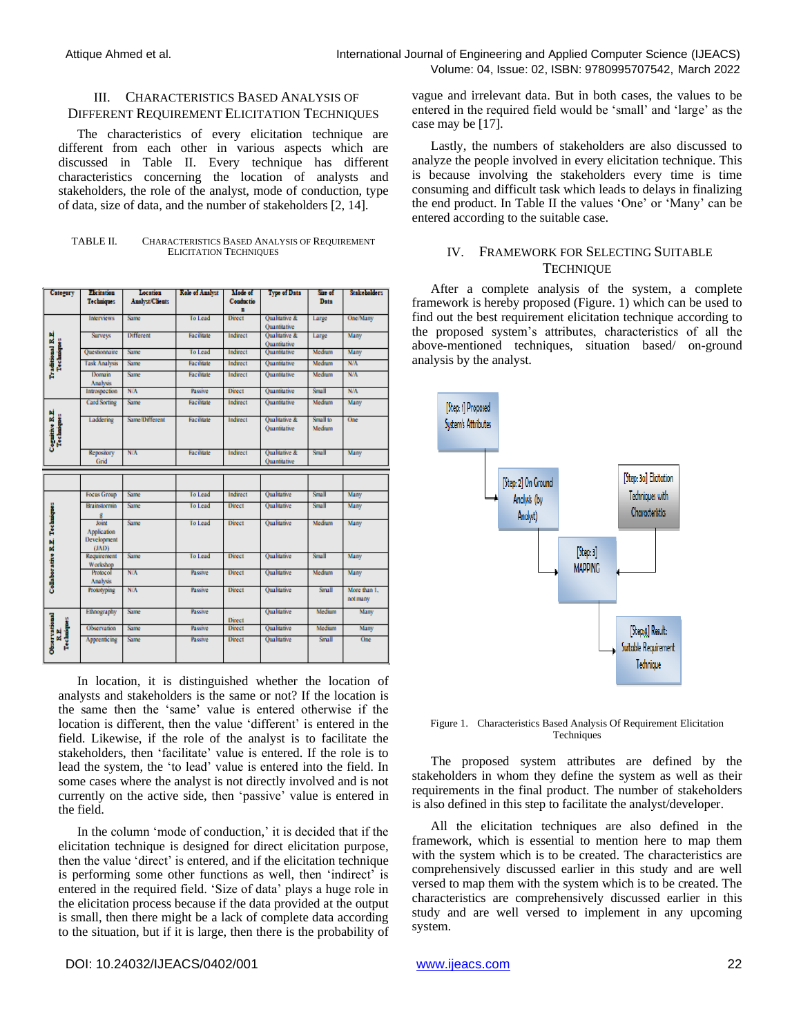## III. CHARACTERISTICS BASED ANALYSIS OF DIFFERENT REQUIREMENT ELICITATION TECHNIQUES

The characteristics of every elicitation technique are different from each other in various aspects which are discussed in Table II. Every technique has different characteristics concerning the location of analysts and stakeholders, the role of the analyst, mode of conduction, type of data, size of data, and the number of stakeholders [2, 14].

TABLE II. CHARACTERISTICS BASED ANALYSIS OF REQUIREMENT ELICITATION TECHNIQUES

| Category | Elicitation Techniques | Location Analyst/Clients | Role of Analyst | Mode of Conduction | Type of Data | Size of Data | Stakeholders |
|---|---|---|---|---|---|---|---|
| Traditional R.E. Techniques | Interviews | Same | To Lead | Direct | Qualitative & Quantitative | Large | One/Many |
| | Surveys | Different | Facilitate | Indirect | Qualitative & Quantitative | Large | Many |
| | Questionnaire | Same | To Lead | Indirect | Quantitative | Medium | Many |
| | Task Analysis | Same | Facilitate | Indirect | Quantitative | Medium | N/A |
| | Domain Analysis | Same | Facilitate | Indirect | Quantitative | Medium | N/A |
| | Introspection | N/A | Passive | Direct | Quantitative | Small | N/A |
| Cognitive R.E. Techniques | Card Sorting | Same | Facilitate | Indirect | Quantitative | Medium | Many |
| | Laddering | Same/Different | Facilitate | Indirect | Qualitative & Quantitative | Small to Medium | One |
| | Repository Grid | N/A | Facilitate | Indirect | Qualitative & Quantitative | Small | Many |
| Collaborative R.E. Techniques | Focus Group | Same | To Lead | Indirect | Qualitative | Small | Many |
| | Brainstorming | Same | To Lead | Direct | Qualitative | Small | Many |
| | Joint Application Development (JAD) | Same | To Lead | Direct | Qualitative | Medium | Many |
| | Requirement Workshop | Same | To Lead | Direct | Qualitative | Small | Many |
| | Protocol Analysis | N/A | Passive | Direct | Qualitative | Medium | Many |
| | Prototyping | N/A | Passive | Direct | Qualitative | Small | More than 1, not many |
| Observational R.E. Techniques | Ethnography | Same | Passive | Direct | Qualitative | Medium | Many |
| | Observation | Same | Passive | Direct | Qualitative | Medium | Many |
| | Apprenticing | Same | Passive | Direct | Qualitative | Small | One |

In location, it is distinguished whether the location of analysts and stakeholders is the same or not? If the location is the same then the 'same' value is entered otherwise if the location is different, then the value 'different' is entered in the field. Likewise, if the role of the analyst is to facilitate the stakeholders, then 'facilitate' value is entered. If the role is to lead the system, the 'to lead' value is entered into the field. In some cases where the analyst is not directly involved and is not currently on the active side, then 'passive' value is entered in the field.

In the column 'mode of conduction,' it is decided that if the elicitation technique is designed for direct elicitation purpose, then the value 'direct' is entered, and if the elicitation technique is performing some other functions as well, then 'indirect' is entered in the required field. 'Size of data' plays a huge role in the elicitation process because if the data provided at the output is small, then there might be a lack of complete data according to the situation, but if it is large, then there is the probability of vague and irrelevant data. But in both cases, the values to be entered in the required field would be 'small' and 'large' as the case may be [17].

Lastly, the numbers of stakeholders are also discussed to analyze the people involved in every elicitation technique. This is because involving the stakeholders every time is time consuming and difficult task which leads to delays in finalizing the end product. In Table II the values 'One' or 'Many' can be entered according to the suitable case.

## IV. FRAMEWORK FOR SELECTING SUITABLE TECHNIQUE

After a complete analysis of the system, a complete framework is hereby proposed (Figure. 1) which can be used to find out the best requirement elicitation technique according to the proposed system's attributes, characteristics of all the above-mentioned techniques, situation based/ on-ground analysis by the analyst.

[Step: 1] Proposed System's Attributes → [Step: 2] On Ground Analysis (by Analyst) → [Step: 3] MAPPING ← [Step: 3a] Elicitation Techniques with Characteristics; [Step: 3] MAPPING → [Step: 4] Result: Suitable Requirement Technique

Figure 1. Characteristics Based Analysis Of Requirement Elicitation Techniques

The proposed system attributes are defined by the stakeholders in whom they define the system as well as their requirements in the final product. The number of stakeholders is also defined in this step to facilitate the analyst/developer.

All the elicitation techniques are also defined in the framework, which is essential to mention here to map them with the system which is to be created. The characteristics are comprehensively discussed earlier in this study and are well versed to map them with the system which is to be created. The characteristics are comprehensively discussed earlier in this study and are well versed to implement in any upcoming system.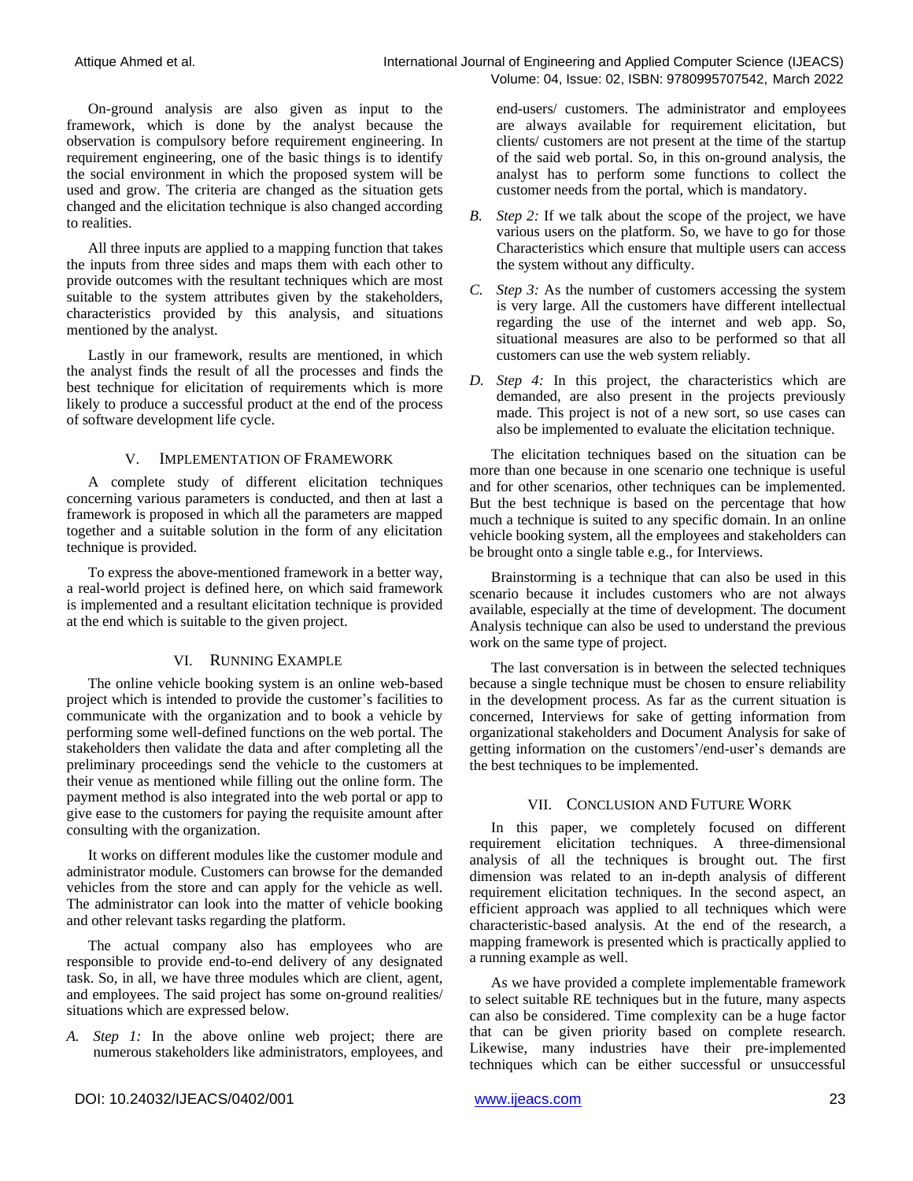On-ground analysis are also given as input to the framework, which is done by the analyst because the observation is compulsory before requirement engineering. In requirement engineering, one of the basic things is to identify the social environment in which the proposed system will be used and grow. The criteria are changed as the situation gets changed and the elicitation technique is also changed according to realities.

All three inputs are applied to a mapping function that takes the inputs from three sides and maps them with each other to provide outcomes with the resultant techniques which are most suitable to the system attributes given by the stakeholders, characteristics provided by this analysis, and situations mentioned by the analyst.

Lastly in our framework, results are mentioned, in which the analyst finds the result of all the processes and finds the best technique for elicitation of requirements which is more likely to produce a successful product at the end of the process of software development life cycle.

## V. Implementation of Framework

A complete study of different elicitation techniques concerning various parameters is conducted, and then at last a framework is proposed in which all the parameters are mapped together and a suitable solution in the form of any elicitation technique is provided.

To express the above-mentioned framework in a better way, a real-world project is defined here, on which said framework is implemented and a resultant elicitation technique is provided at the end which is suitable to the given project.

## VI. Running Example

The online vehicle booking system is an online web-based project which is intended to provide the customer's facilities to communicate with the organization and to book a vehicle by performing some well-defined functions on the web portal. The stakeholders then validate the data and after completing all the preliminary proceedings send the vehicle to the customers at their venue as mentioned while filling out the online form. The payment method is also integrated into the web portal or app to give ease to the customers for paying the requisite amount after consulting with the organization.

It works on different modules like the customer module and administrator module. Customers can browse for the demanded vehicles from the store and can apply for the vehicle as well. The administrator can look into the matter of vehicle booking and other relevant tasks regarding the platform.

The actual company also has employees who are responsible to provide end-to-end delivery of any designated task. So, in all, we have three modules which are client, agent, and employees. The said project has some on-ground realities/ situations which are expressed below.

A. *Step 1:* In the above online web project; there are numerous stakeholders like administrators, employees, and end-users/ customers. The administrator and employees are always available for requirement elicitation, but clients/ customers are not present at the time of the startup of the said web portal. So, in this on-ground analysis, the analyst has to perform some functions to collect the customer needs from the portal, which is mandatory.

B. *Step 2:* If we talk about the scope of the project, we have various users on the platform. So, we have to go for those Characteristics which ensure that multiple users can access the system without any difficulty.

C. *Step 3:* As the number of customers accessing the system is very large. All the customers have different intellectual regarding the use of the internet and web app. So, situational measures are also to be performed so that all customers can use the web system reliably.

D. *Step 4:* In this project, the characteristics which are demanded, are also present in the projects previously made. This project is not of a new sort, so use cases can also be implemented to evaluate the elicitation technique.

The elicitation techniques based on the situation can be more than one because in one scenario one technique is useful and for other scenarios, other techniques can be implemented. But the best technique is based on the percentage that how much a technique is suited to any specific domain. In an online vehicle booking system, all the employees and stakeholders can be brought onto a single table e.g., for Interviews.

Brainstorming is a technique that can also be used in this scenario because it includes customers who are not always available, especially at the time of development. The document Analysis technique can also be used to understand the previous work on the same type of project.

The last conversation is in between the selected techniques because a single technique must be chosen to ensure reliability in the development process. As far as the current situation is concerned, Interviews for sake of getting information from organizational stakeholders and Document Analysis for sake of getting information on the customers'/end-user's demands are the best techniques to be implemented.

## VII. Conclusion and Future Work

In this paper, we completely focused on different requirement elicitation techniques. A three-dimensional analysis of all the techniques is brought out. The first dimension was related to an in-depth analysis of different requirement elicitation techniques. In the second aspect, an efficient approach was applied to all techniques which were characteristic-based analysis. At the end of the research, a mapping framework is presented which is practically applied to a running example as well.

As we have provided a complete implementable framework to select suitable RE techniques but in the future, many aspects can also be considered. Time complexity can be a huge factor that can be given priority based on complete research. Likewise, many industries have their pre-implemented techniques which can be either successful or unsuccessful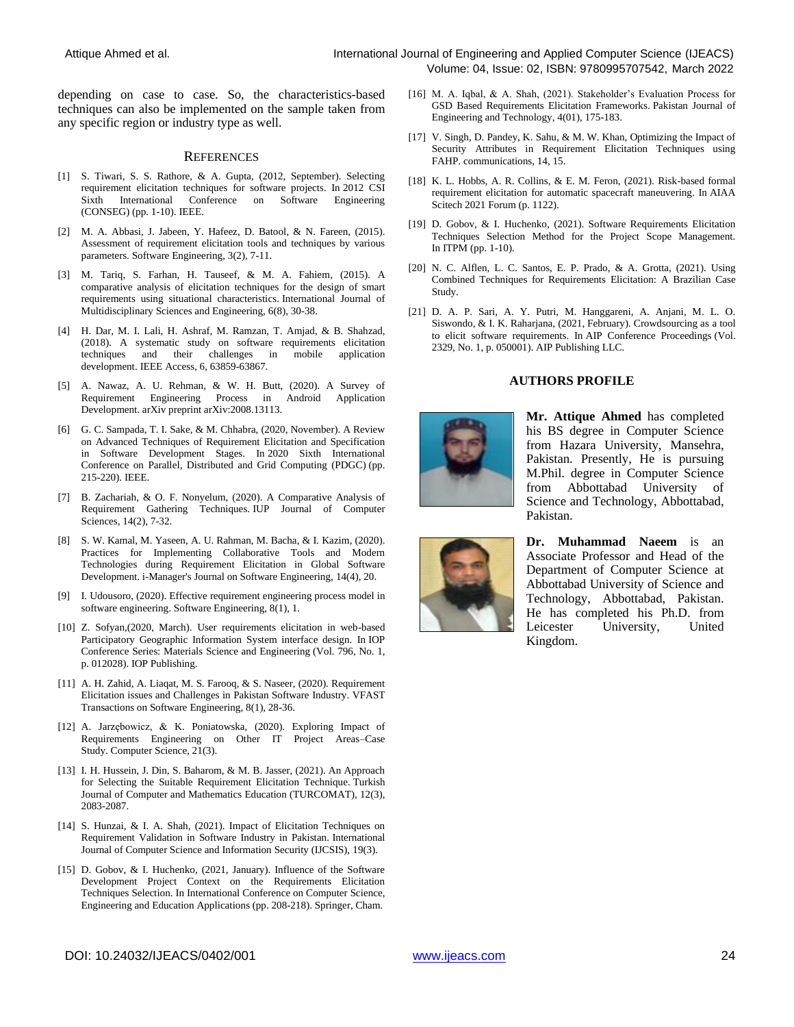depending on case to case. So, the characteristics-based techniques can also be implemented on the sample taken from any specific region or industry type as well.

## REFERENCES

[1] S. Tiwari, S. S. Rathore, & A. Gupta, (2012, September). Selecting requirement elicitation techniques for software projects. In 2012 CSI Sixth International Conference on Software Engineering (CONSEG) (pp. 1-10). IEEE.

[2] M. A. Abbasi, J. Jabeen, Y. Hafeez, D. Batool, & N. Fareen, (2015). Assessment of requirement elicitation tools and techniques by various parameters. Software Engineering, 3(2), 7-11.

[3] M. Tariq, S. Farhan, H. Tauseef, & M. A. Fahiem, (2015). A comparative analysis of elicitation techniques for the design of smart requirements using situational characteristics. International Journal of Multidisciplinary Sciences and Engineering, 6(8), 30-38.

[4] H. Dar, M. I. Lali, H. Ashraf, M. Ramzan, T. Amjad, & B. Shahzad, (2018). A systematic study on software requirements elicitation techniques and their challenges in mobile application development. IEEE Access, 6, 63859-63867.

[5] A. Nawaz, A. U. Rehman, & W. H. Butt, (2020). A Survey of Requirement Engineering Process in Android Application Development. arXiv preprint arXiv:2008.13113.

[6] G. C. Sampada, T. I. Sake, & M. Chhabra, (2020, November). A Review on Advanced Techniques of Requirement Elicitation and Specification in Software Development Stages. In 2020 Sixth International Conference on Parallel, Distributed and Grid Computing (PDGC) (pp. 215-220). IEEE.

[7] B. Zachariah, & O. F. Nonyelum, (2020). A Comparative Analysis of Requirement Gathering Techniques. IUP Journal of Computer Sciences, 14(2), 7-32.

[8] S. W. Kamal, M. Yaseen, A. U. Rahman, M. Bacha, & I. Kazim, (2020). Practices for Implementing Collaborative Tools and Modern Technologies during Requirement Elicitation in Global Software Development. i-Manager's Journal on Software Engineering, 14(4), 20.

[9] I. Udousoro, (2020). Effective requirement engineering process model in software engineering. Software Engineering, 8(1), 1.

[10] Z. Sofyan,(2020, March). User requirements elicitation in web-based Participatory Geographic Information System interface design. In IOP Conference Series: Materials Science and Engineering (Vol. 796, No. 1, p. 012028). IOP Publishing.

[11] A. H. Zahid, A. Liaqat, M. S. Farooq, & S. Naseer, (2020). Requirement Elicitation issues and Challenges in Pakistan Software Industry. VFAST Transactions on Software Engineering, 8(1), 28-36.

[12] A. Jarzębowicz, & K. Poniatowska, (2020). Exploring Impact of Requirements Engineering on Other IT Project Areas–Case Study. Computer Science, 21(3).

[13] I. H. Hussein, J. Din, S. Baharom, & M. B. Jasser, (2021). An Approach for Selecting the Suitable Requirement Elicitation Technique. Turkish Journal of Computer and Mathematics Education (TURCOMAT), 12(3), 2083-2087.

[14] S. Hunzai, & I. A. Shah, (2021). Impact of Elicitation Techniques on Requirement Validation in Software Industry in Pakistan. International Journal of Computer Science and Information Security (IJCSIS), 19(3).

[15] D. Gobov, & I. Huchenko, (2021, January). Influence of the Software Development Project Context on the Requirements Elicitation Techniques Selection. In International Conference on Computer Science, Engineering and Education Applications (pp. 208-218). Springer, Cham.

[16] M. A. Iqbal, & A. Shah, (2021). Stakeholder's Evaluation Process for GSD Based Requirements Elicitation Frameworks. Pakistan Journal of Engineering and Technology, 4(01), 175-183.

[17] V. Singh, D. Pandey, K. Sahu, & M. W. Khan, Optimizing the Impact of Security Attributes in Requirement Elicitation Techniques using FAHP. communications, 14, 15.

[18] K. L. Hobbs, A. R. Collins, & E. M. Feron, (2021). Risk-based formal requirement elicitation for automatic spacecraft maneuvering. In AIAA Scitech 2021 Forum (p. 1122).

[19] D. Gobov, & I. Huchenko, (2021). Software Requirements Elicitation Techniques Selection Method for the Project Scope Management. In ITPM (pp. 1-10).

[20] N. C. Alflen, L. C. Santos, E. P. Prado, & A. Grotta, (2021). Using Combined Techniques for Requirements Elicitation: A Brazilian Case Study.

[21] D. A. P. Sari, A. Y. Putri, M. Hanggareni, A. Anjani, M. L. O. Siswondo, & I. K. Raharjana, (2021, February). Crowdsourcing as a tool to elicit software requirements. In AIP Conference Proceedings (Vol. 2329, No. 1, p. 050001). AIP Publishing LLC.

## AUTHORS PROFILE

**Mr. Attique Ahmed** has completed his BS degree in Computer Science from Hazara University, Mansehra, Pakistan. Presently, He is pursuing M.Phil. degree in Computer Science from Abbottabad University of Science and Technology, Abbottabad, Pakistan.

**Dr. Muhammad Naeem** is an Associate Professor and Head of the Department of Computer Science at Abbottabad University of Science and Technology, Abbottabad, Pakistan. He has completed his Ph.D. from Leicester University, United Kingdom.